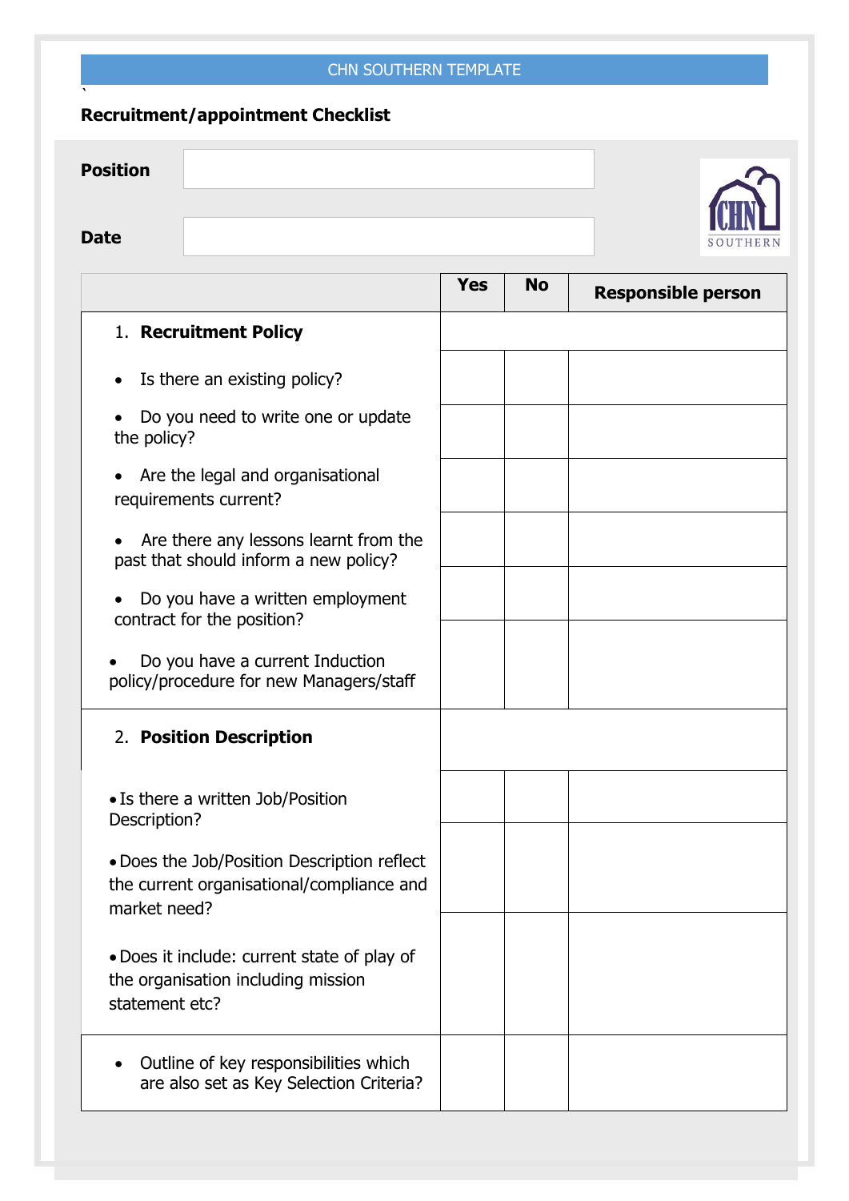CHN SOUTHERN TEMPLATE

## Recruitment/appointment Checklist

**Position**

**Date**

| | Yes | No | Responsible person |
|---|---|---|---|
| 1. **Recruitment Policy** | | | |
| • Is there an existing policy? | | | |
| • Do you need to write one or update the policy? | | | |
| • Are the legal and organisational requirements current? | | | |
| • Are there any lessons learnt from the past that should inform a new policy? | | | |
| • Do you have a written employment contract for the position? | | | |
| • Do you have a current Induction policy/procedure for new Managers/staff | | | |
| 2. **Position Description** | | | |
| • Is there a written Job/Position Description? | | | |
| • Does the Job/Position Description reflect the current organisational/compliance and market need? | | | |
| • Does it include: current state of play of the organisation including mission statement etc? | | | |
| • Outline of key responsibilities which are also set as Key Selection Criteria? | | | |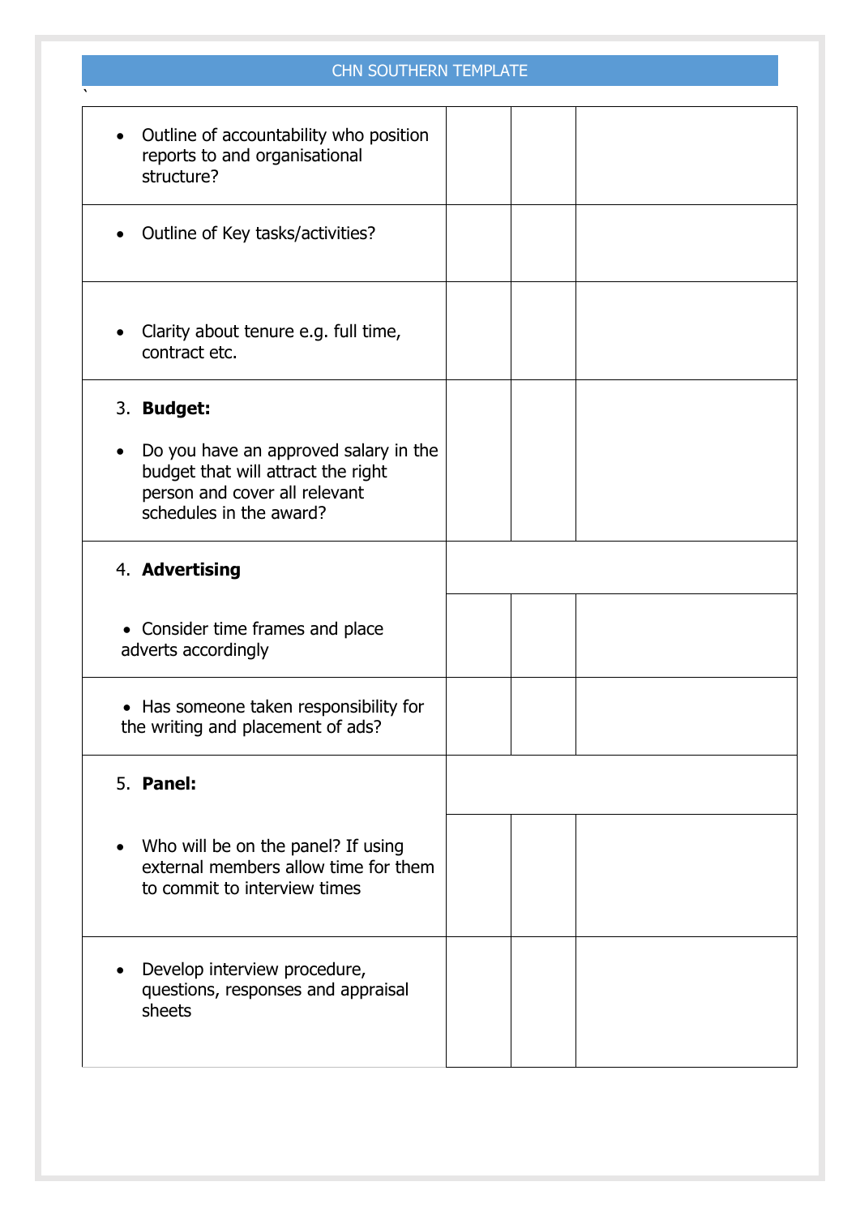| | | | |
|---|---|---|---|
| • Outline of accountability who position reports to and organisational structure? | | | |
| • Outline of Key tasks/activities? | | | |
| • Clarity about tenure e.g. full time, contract etc. | | | |
| 3. **Budget:**<br><br>• Do you have an approved salary in the budget that will attract the right person and cover all relevant schedules in the award? | | | |
| 4. **Advertising** | | | |
| • Consider time frames and place adverts accordingly | | | |
| • Has someone taken responsibility for the writing and placement of ads? | | | |
| 5. **Panel:** | | | |
| • Who will be on the panel? If using external members allow time for them to commit to interview times | | | |
| • Develop interview procedure, questions, responses and appraisal sheets | | | |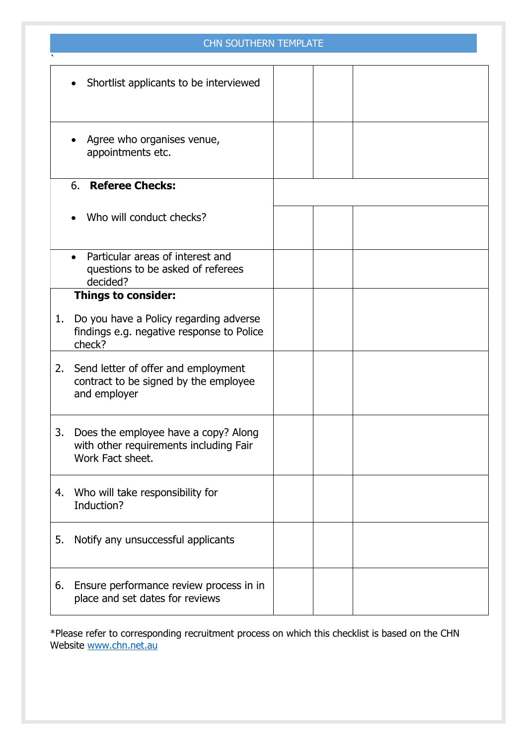CHN SOUTHERN TEMPLATE

| | | | |
|---|---|---|---|
| • Shortlist applicants to be interviewed | | | |
| • Agree who organises venue, appointments etc. | | | |
| 6. **Referee Checks:** | | | |
| • Who will conduct checks? | | | |
| • Particular areas of interest and questions to be asked of referees decided? | | | |
| **Things to consider:**<br>1. Do you have a Policy regarding adverse findings e.g. negative response to Police check? | | | |
| 2. Send letter of offer and employment contract to be signed by the employee and employer | | | |
| 3. Does the employee have a copy? Along with other requirements including Fair Work Fact sheet. | | | |
| 4. Who will take responsibility for Induction? | | | |
| 5. Notify any unsuccessful applicants | | | |
| 6. Ensure performance review process in in place and set dates for reviews | | | |

*Please refer to corresponding recruitment process on which this checklist is based on the CHN Website [www.chn.net.au](http://www.chn.net.au)